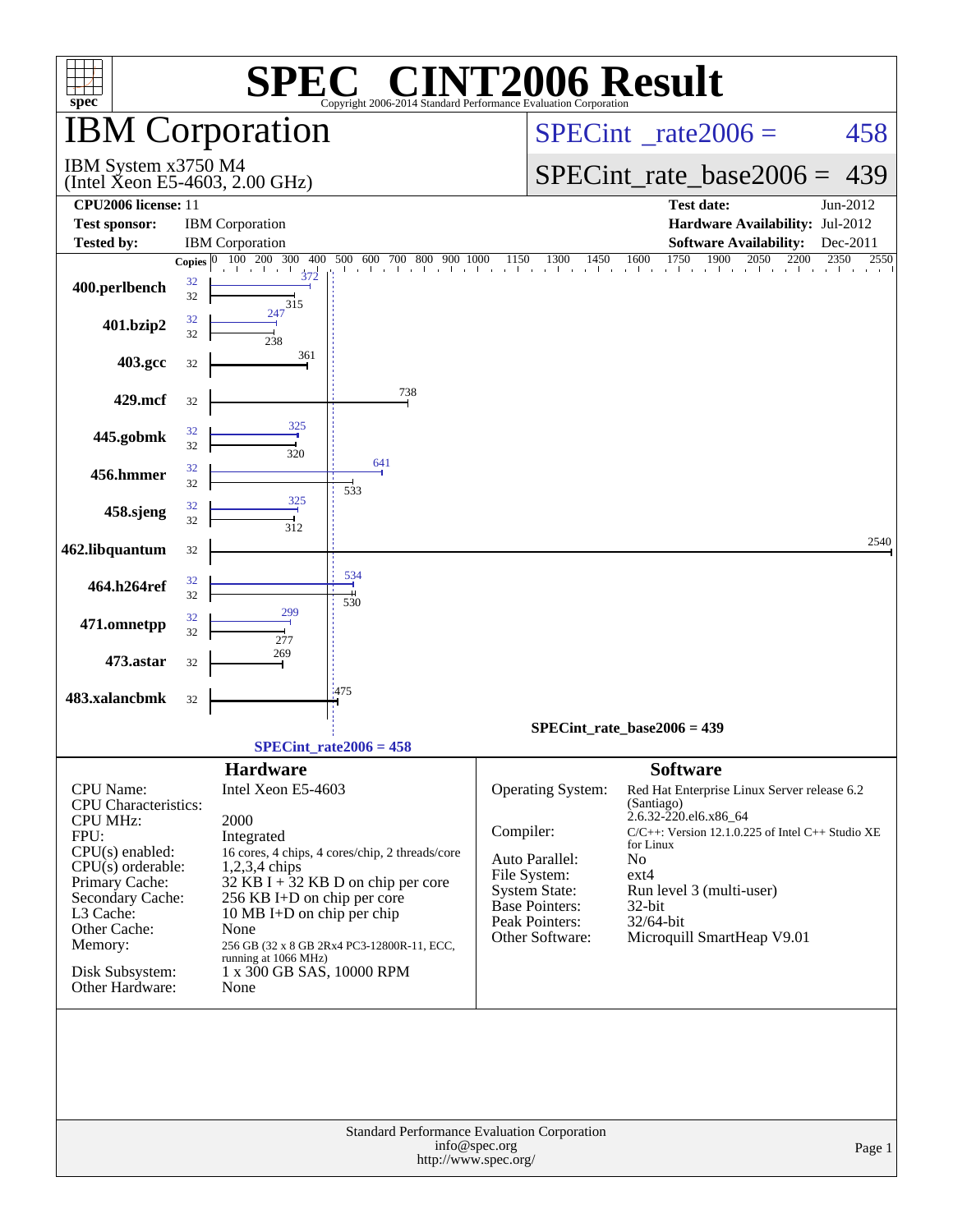# SPEC® CINT2006 Result

Copyright 2006-2014 Standard Performance Evaluation Corporation

## IBM Corporation

IBM System x3750 M4
(Intel Xeon E5-4603, 2.00 GHz)

SPECint_rate2006 = 458

SPECint_rate_base2006 = 439

| | | | |
|---|---|---|---|
| **CPU2006 license:** | 11 | **Test date:** | Jun-2012 |
| **Test sponsor:** | IBM Corporation | **Hardware Availability:** | Jul-2012 |
| **Tested by:** | IBM Corporation | **Software Availability:** | Dec-2011 |

| Benchmark | Copies (peak) | Peak | Copies (base) | Base |
|---|---|---|---|---|
| 400.perlbench | 32 | 372 | 32 | 315 |
| 401.bzip2 | 32 | 247 | 32 | 238 |
| 403.gcc | | | 32 | 361 |
| 429.mcf | | | 32 | 738 |
| 445.gobmk | 32 | 325 | 32 | 320 |
| 456.hmmer | 32 | 641 | 32 | 533 |
| 458.sjeng | 32 | 325 | 32 | 312 |
| 462.libquantum | | | 32 | 2540 |
| 464.h264ref | 32 | 534 | 32 | 530 |
| 471.omnetpp | 32 | 299 | 32 | 277 |
| 473.astar | | | 32 | 269 |
| 483.xalancbmk | | | 32 | 475 |

SPECint_rate_base2006 = 439

SPECint_rate2006 = 458

### Hardware

| | |
|---|---|
| CPU Name: | Intel Xeon E5-4603 |
| CPU Characteristics: | |
| CPU MHz: | 2000 |
| FPU: | Integrated |
| CPU(s) enabled: | 16 cores, 4 chips, 4 cores/chip, 2 threads/core |
| CPU(s) orderable: | 1,2,3,4 chips |
| Primary Cache: | 32 KB I + 32 KB D on chip per core |
| Secondary Cache: | 256 KB I+D on chip per core |
| L3 Cache: | 10 MB I+D on chip per chip |
| Other Cache: | None |
| Memory: | 256 GB (32 x 8 GB 2Rx4 PC3-12800R-11, ECC, running at 1066 MHz) |
| Disk Subsystem: | 1 x 300 GB SAS, 10000 RPM |
| Other Hardware: | None |

### Software

| | |
|---|---|
| Operating System: | Red Hat Enterprise Linux Server release 6.2 (Santiago) 2.6.32-220.el6.x86_64 |
| Compiler: | C/C++: Version 12.1.0.225 of Intel C++ Studio XE for Linux |
| Auto Parallel: | No |
| File System: | ext4 |
| System State: | Run level 3 (multi-user) |
| Base Pointers: | 32-bit |
| Peak Pointers: | 32/64-bit |
| Other Software: | Microquill SmartHeap V9.01 |

Standard Performance Evaluation Corporation
info@spec.org
http://www.spec.org/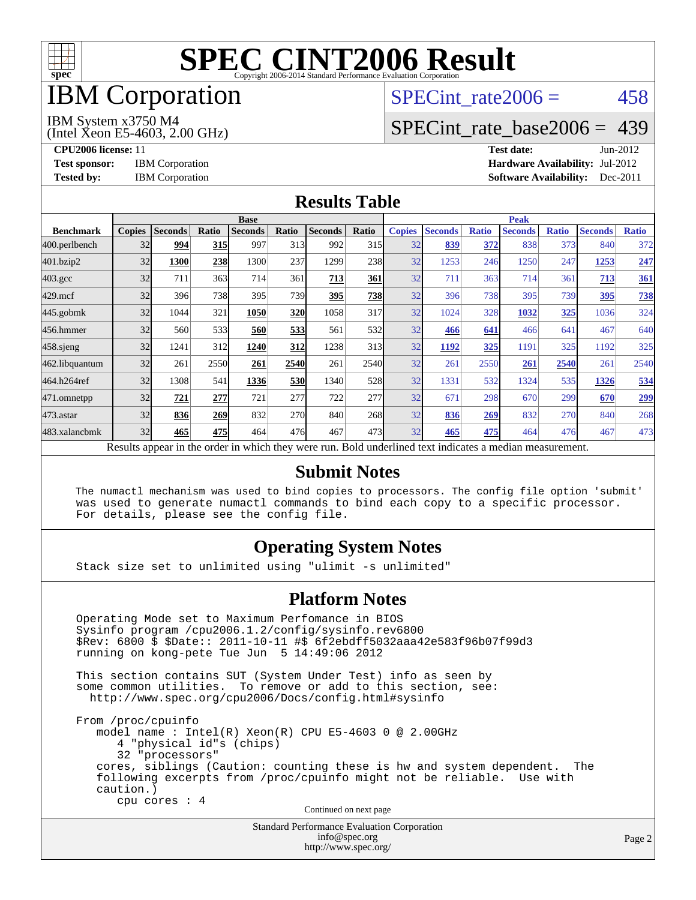# SPEC CINT2006 Result

Copyright 2006-2014 Standard Performance Evaluation Corporation

## IBM Corporation

IBM System x3750 M4
(Intel Xeon E5-4603, 2.00 GHz)

SPECint_rate2006 = 458

SPECint_rate_base2006 = 439

**CPU2006 license:** 11
**Test sponsor:** IBM Corporation
**Tested by:** IBM Corporation

**Test date:** Jun-2012
**Hardware Availability:** Jul-2012
**Software Availability:** Dec-2011

## Results Table

| | Base | | | | | | | Peak | | | | | | |
|---|---|---|---|---|---|---|---|---|---|---|---|---|---|---|
| **Benchmark** | **Copies** | **Seconds** | **Ratio** | **Seconds** | **Ratio** | **Seconds** | **Ratio** | **Copies** | **Seconds** | **Ratio** | **Seconds** | **Ratio** | **Seconds** | **Ratio** |
| 400.perlbench | 32 | **994** | **315** | 997 | 313 | 992 | 315 | 32 | **839** | **372** | 838 | 373 | 840 | 372 |
| 401.bzip2 | 32 | **1300** | **238** | 1300 | 237 | 1299 | 238 | 32 | 1253 | 246 | 1250 | 247 | **1253** | **247** |
| 403.gcc | 32 | 711 | 363 | 714 | 361 | **713** | **361** | 32 | 711 | 363 | 714 | 361 | **713** | **361** |
| 429.mcf | 32 | 396 | 738 | 395 | 739 | **395** | **738** | 32 | 396 | 738 | 395 | 739 | **395** | **738** |
| 445.gobmk | 32 | 1044 | 321 | **1050** | **320** | 1058 | 317 | 32 | 1024 | 328 | **1032** | **325** | 1036 | 324 |
| 456.hmmer | 32 | 560 | 533 | **560** | **533** | 561 | 532 | 32 | **466** | **641** | 466 | 641 | 467 | 640 |
| 458.sjeng | 32 | 1241 | 312 | **1240** | **312** | 1238 | 313 | 32 | **1192** | **325** | 1191 | 325 | 1192 | 325 |
| 462.libquantum | 32 | 261 | 2550 | **261** | **2540** | 261 | 2540 | 32 | 261 | 2550 | **261** | **2540** | 261 | 2540 |
| 464.h264ref | 32 | 1308 | 541 | **1336** | **530** | 1340 | 528 | 32 | 1331 | 532 | 1324 | 535 | **1326** | **534** |
| 471.omnetpp | 32 | **721** | **277** | 721 | 277 | 722 | 277 | 32 | 671 | 298 | 670 | 299 | **670** | **299** |
| 473.astar | 32 | **836** | **269** | 832 | 270 | 840 | 268 | 32 | **836** | **269** | 832 | 270 | 840 | 268 |
| 483.xalancbmk | 32 | **465** | **475** | 464 | 476 | 467 | 473 | 32 | **465** | **475** | 464 | 476 | 467 | 473 |

Results appear in the order in which they were run. Bold underlined text indicates a median measurement.

## Submit Notes

```
The numactl mechanism was used to bind copies to processors. The config file option 'submit'
was used to generate numactl commands to bind each copy to a specific processor.
For details, please see the config file.
```

## Operating System Notes

```
Stack size set to unlimited using "ulimit -s unlimited"
```

## Platform Notes

```
Operating Mode set to Maximum Perfomance in BIOS
Sysinfo program /cpu2006.1.2/config/sysinfo.rev6800
$Rev: 6800 $ $Date:: 2011-10-11 #$ 6f2ebdff5032aaa42e583f96b07f99d3
running on kong-pete Tue Jun  5 14:49:06 2012

This section contains SUT (System Under Test) info as seen by
some common utilities.  To remove or add to this section, see:
  http://www.spec.org/cpu2006/Docs/config.html#sysinfo

From /proc/cpuinfo
   model name : Intel(R) Xeon(R) CPU E5-4603 0 @ 2.00GHz
      4 "physical id"s (chips)
      32 "processors"
   cores, siblings (Caution: counting these is hw and system dependent.  The
   following excerpts from /proc/cpuinfo might not be reliable.  Use with
   caution.)
      cpu cores : 4
```

Continued on next page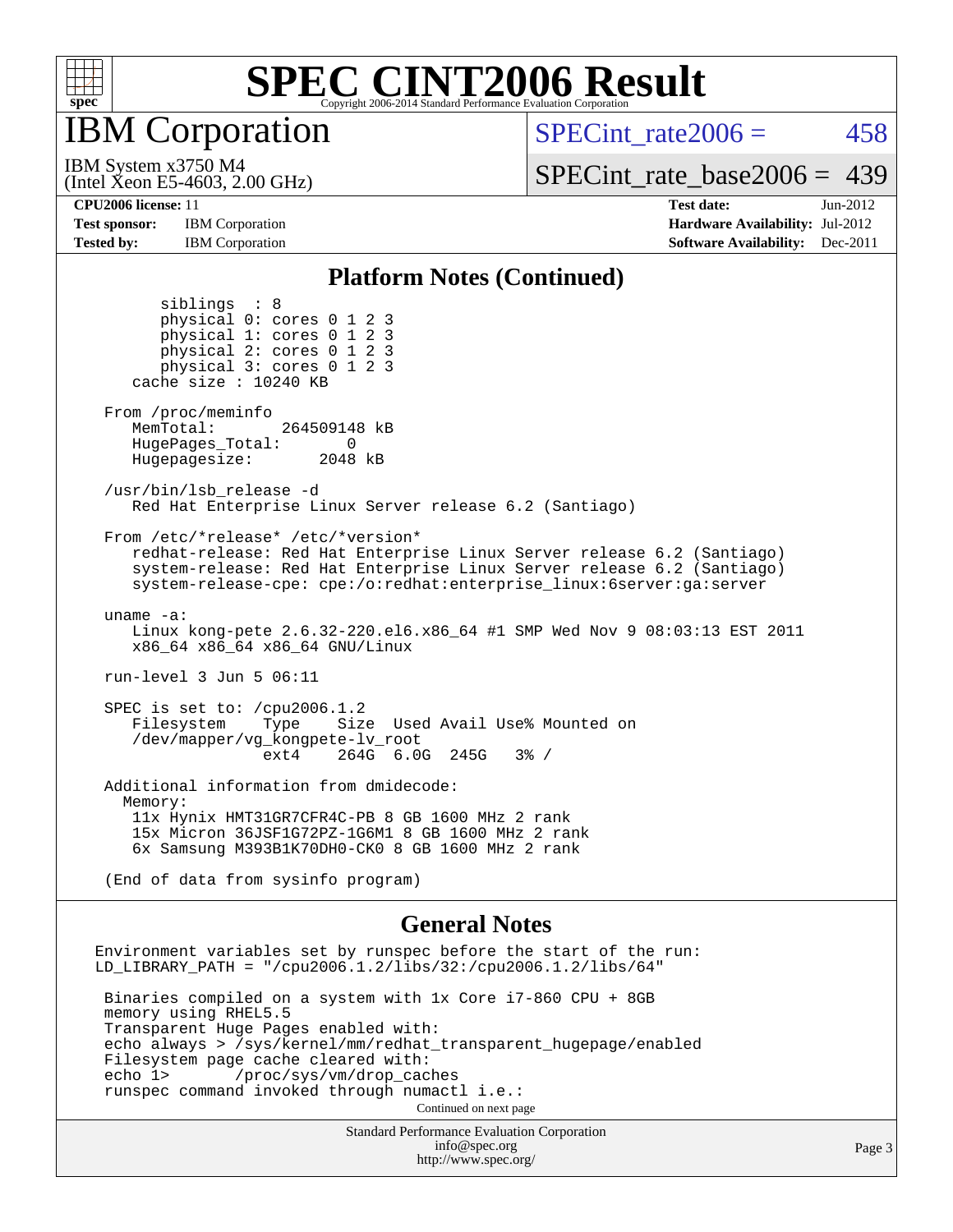# SPEC CINT2006 Result

Copyright 2006-2014 Standard Performance Evaluation Corporation

## IBM Corporation

IBM System x3750 M4
(Intel Xeon E5-4603, 2.00 GHz)

SPECint_rate2006 = 458

SPECint_rate_base2006 = 439

**CPU2006 license:** 11
**Test sponsor:** IBM Corporation
**Tested by:** IBM Corporation

**Test date:** Jun-2012
**Hardware Availability:** Jul-2012
**Software Availability:** Dec-2011

### Platform Notes (Continued)

```
        siblings  : 8
        physical 0: cores 0 1 2 3
        physical 1: cores 0 1 2 3
        physical 2: cores 0 1 2 3
        physical 3: cores 0 1 2 3
     cache size : 10240 KB

  From /proc/meminfo
     MemTotal:       264509148 kB
     HugePages_Total:       0
     Hugepagesize:       2048 kB

  /usr/bin/lsb_release -d
     Red Hat Enterprise Linux Server release 6.2 (Santiago)

  From /etc/*release* /etc/*version*
     redhat-release: Red Hat Enterprise Linux Server release 6.2 (Santiago)
     system-release: Red Hat Enterprise Linux Server release 6.2 (Santiago)
     system-release-cpe: cpe:/o:redhat:enterprise_linux:6server:ga:server

  uname -a:
     Linux kong-pete 2.6.32-220.el6.x86_64 #1 SMP Wed Nov 9 08:03:13 EST 2011
     x86_64 x86_64 x86_64 GNU/Linux

  run-level 3 Jun 5 06:11

  SPEC is set to: /cpu2006.1.2
     Filesystem    Type    Size  Used Avail Use% Mounted on
     /dev/mapper/vg_kongpete-lv_root
                   ext4    264G  6.0G  245G   3% /

  Additional information from dmidecode:
    Memory:
     11x Hynix HMT31GR7CFR4C-PB 8 GB 1600 MHz 2 rank
     15x Micron 36JSF1G72PZ-1G6M1 8 GB 1600 MHz 2 rank
     6x Samsung M393B1K70DH0-CK0 8 GB 1600 MHz 2 rank

  (End of data from sysinfo program)
```

### General Notes

```
Environment variables set by runspec before the start of the run:
LD_LIBRARY_PATH = "/cpu2006.1.2/libs/32:/cpu2006.1.2/libs/64"

 Binaries compiled on a system with 1x Core i7-860 CPU + 8GB
 memory using RHEL5.5
 Transparent Huge Pages enabled with:
 echo always > /sys/kernel/mm/redhat_transparent_hugepage/enabled
 Filesystem page cache cleared with:
 echo 1>       /proc/sys/vm/drop_caches
 runspec command invoked through numactl i.e.:
```

Continued on next page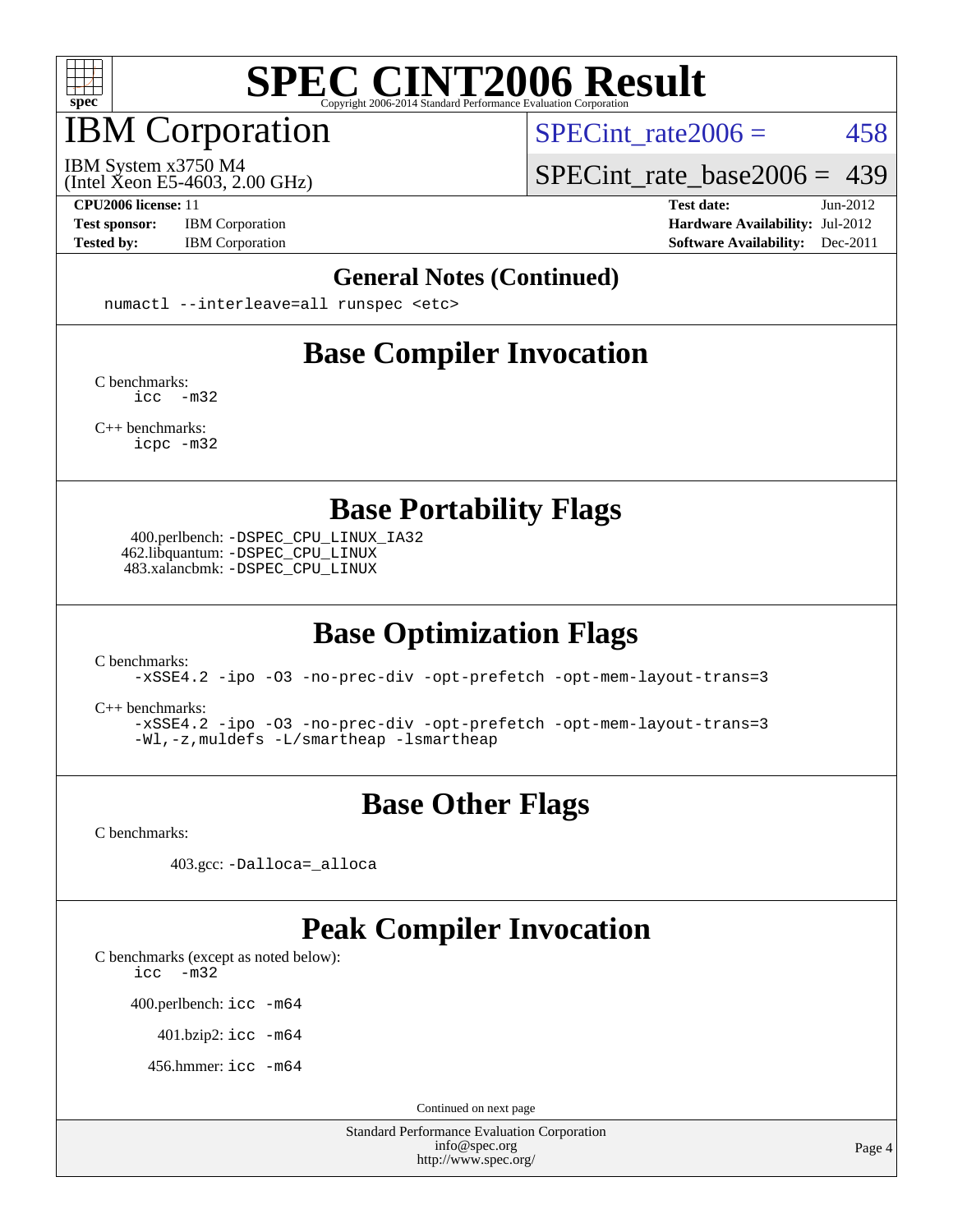# SPEC CINT2006 Result

## IBM Corporation

IBM System x3750 M4
(Intel Xeon E5-4603, 2.00 GHz)

SPECint_rate2006 = 458

SPECint_rate_base2006 = 439

**CPU2006 license:** 11
**Test sponsor:** IBM Corporation
**Tested by:** IBM Corporation

**Test date:** Jun-2012
**Hardware Availability:** Jul-2012
**Software Availability:** Dec-2011

## General Notes (Continued)

```
numactl --interleave=all runspec <etc>
```

## Base Compiler Invocation

C benchmarks:
```
icc -m32
```

C++ benchmarks:
```
icpc -m32
```

## Base Portability Flags

400.perlbench: `-DSPEC_CPU_LINUX_IA32`
462.libquantum: `-DSPEC_CPU_LINUX`
483.xalancbmk: `-DSPEC_CPU_LINUX`

## Base Optimization Flags

C benchmarks:
```
-xSSE4.2 -ipo -O3 -no-prec-div -opt-prefetch -opt-mem-layout-trans=3
```

C++ benchmarks:
```
-xSSE4.2 -ipo -O3 -no-prec-div -opt-prefetch -opt-mem-layout-trans=3
-Wl,-z,muldefs -L/smartheap -lsmartheap
```

## Base Other Flags

C benchmarks:

403.gcc: `-Dalloca=_alloca`

## Peak Compiler Invocation

C benchmarks (except as noted below):
```
icc -m32
```

400.perlbench: `icc -m64`

401.bzip2: `icc -m64`

456.hmmer: `icc -m64`

Continued on next page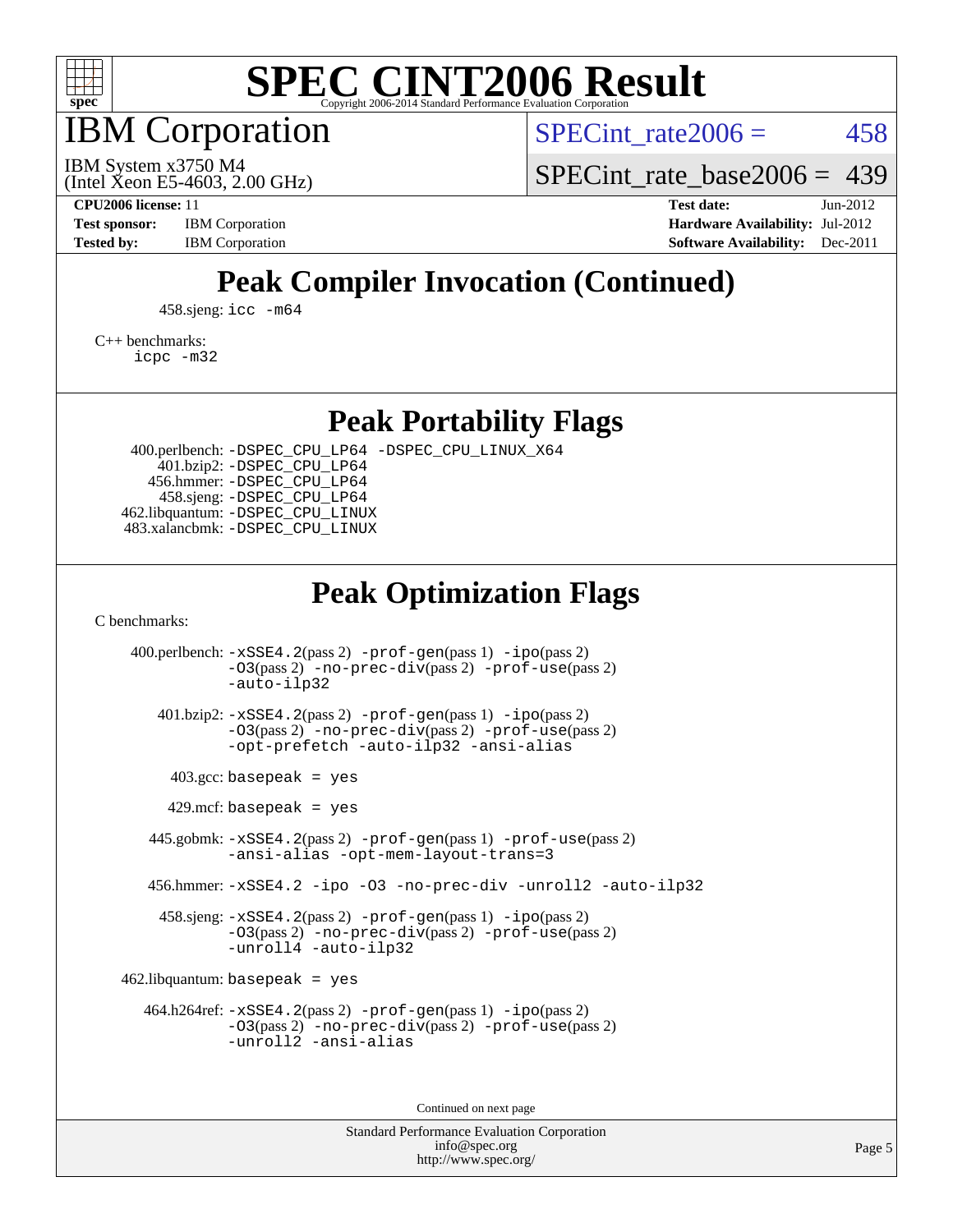# SPEC CINT2006 Result

## IBM Corporation

IBM System x3750 M4
(Intel Xeon E5-4603, 2.00 GHz)

SPECint_rate2006 = 458

SPECint_rate_base2006 = 439

**CPU2006 license:** 11
**Test sponsor:** IBM Corporation
**Tested by:** IBM Corporation

**Test date:** Jun-2012
**Hardware Availability:** Jul-2012
**Software Availability:** Dec-2011

## Peak Compiler Invocation (Continued)

458.sjeng: icc -m64

C++ benchmarks:
icpc -m32

## Peak Portability Flags

400.perlbench: -DSPEC_CPU_LP64 -DSPEC_CPU_LINUX_X64
401.bzip2: -DSPEC_CPU_LP64
456.hmmer: -DSPEC_CPU_LP64
458.sjeng: -DSPEC_CPU_LP64
462.libquantum: -DSPEC_CPU_LINUX
483.xalancbmk: -DSPEC_CPU_LINUX

## Peak Optimization Flags

C benchmarks:

400.perlbench: -xSSE4.2(pass 2) -prof-gen(pass 1) -ipo(pass 2) -O3(pass 2) -no-prec-div(pass 2) -prof-use(pass 2) -auto-ilp32

401.bzip2: -xSSE4.2(pass 2) -prof-gen(pass 1) -ipo(pass 2) -O3(pass 2) -no-prec-div(pass 2) -prof-use(pass 2) -opt-prefetch -auto-ilp32 -ansi-alias

403.gcc: basepeak = yes

429.mcf: basepeak = yes

445.gobmk: -xSSE4.2(pass 2) -prof-gen(pass 1) -prof-use(pass 2) -ansi-alias -opt-mem-layout-trans=3

456.hmmer: -xSSE4.2 -ipo -O3 -no-prec-div -unroll2 -auto-ilp32

458.sjeng: -xSSE4.2(pass 2) -prof-gen(pass 1) -ipo(pass 2) -O3(pass 2) -no-prec-div(pass 2) -prof-use(pass 2) -unroll4 -auto-ilp32

462.libquantum: basepeak = yes

464.h264ref: -xSSE4.2(pass 2) -prof-gen(pass 1) -ipo(pass 2) -O3(pass 2) -no-prec-div(pass 2) -prof-use(pass 2) -unroll2 -ansi-alias

Continued on next page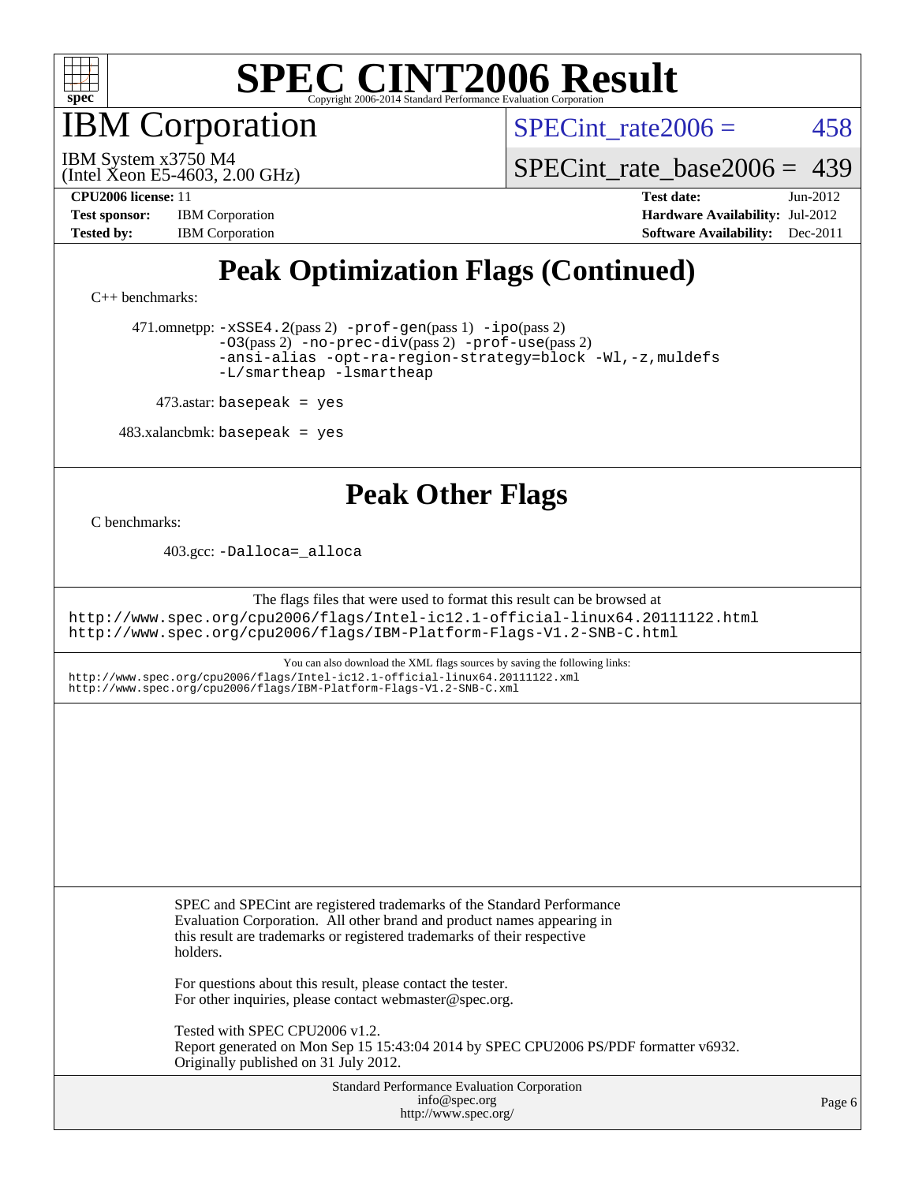# Peak Optimization Flags (Continued)

C++ benchmarks:

471.omnetpp: -xSSE4.2(pass 2) -prof-gen(pass 1) -ipo(pass 2) -O3(pass 2) -no-prec-div(pass 2) -prof-use(pass 2) -ansi-alias -opt-ra-region-strategy=block -Wl,-z,muldefs -L/smartheap -lsmartheap

473.astar: basepeak = yes

483.xalancbmk: basepeak = yes

# Peak Other Flags

C benchmarks:

403.gcc: -Dalloca=_alloca

The flags files that were used to format this result can be browsed at
http://www.spec.org/cpu2006/flags/Intel-ic12.1-official-linux64.20111122.html
http://www.spec.org/cpu2006/flags/IBM-Platform-Flags-V1.2-SNB-C.html

You can also download the XML flags sources by saving the following links:
http://www.spec.org/cpu2006/flags/Intel-ic12.1-official-linux64.20111122.xml
http://www.spec.org/cpu2006/flags/IBM-Platform-Flags-V1.2-SNB-C.xml

SPEC and SPECint are registered trademarks of the Standard Performance Evaluation Corporation. All other brand and product names appearing in this result are trademarks or registered trademarks of their respective holders.

For questions about this result, please contact the tester.
For other inquiries, please contact webmaster@spec.org.

Tested with SPEC CPU2006 v1.2.
Report generated on Mon Sep 15 15:43:04 2014 by SPEC CPU2006 PS/PDF formatter v6932.
Originally published on 31 July 2012.